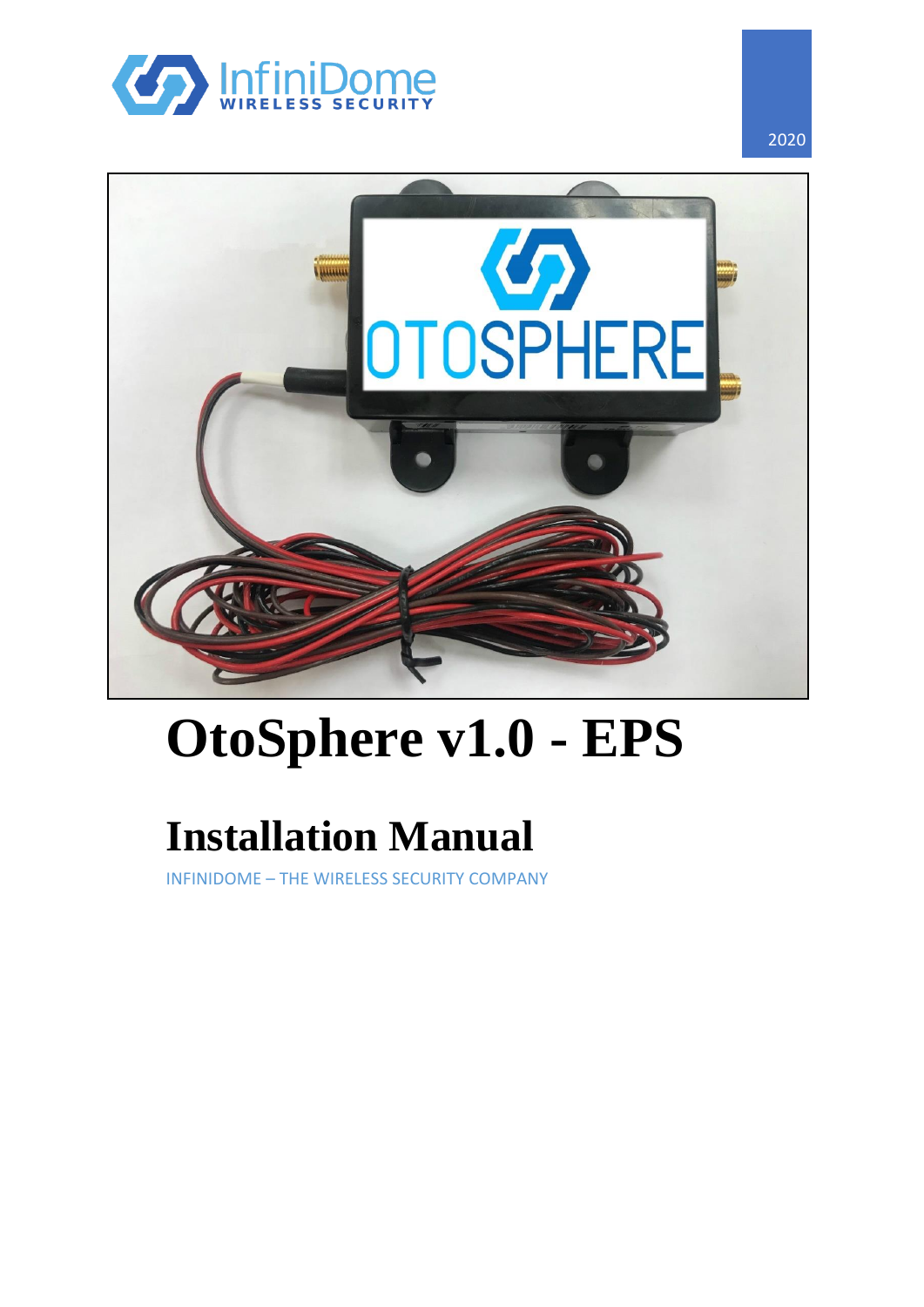InfiniDome
WIRELESS SECURITY

2020

# OtoSphere v1.0 - EPS

## Installation Manual

INFINIDOME – THE WIRELESS SECURITY COMPANY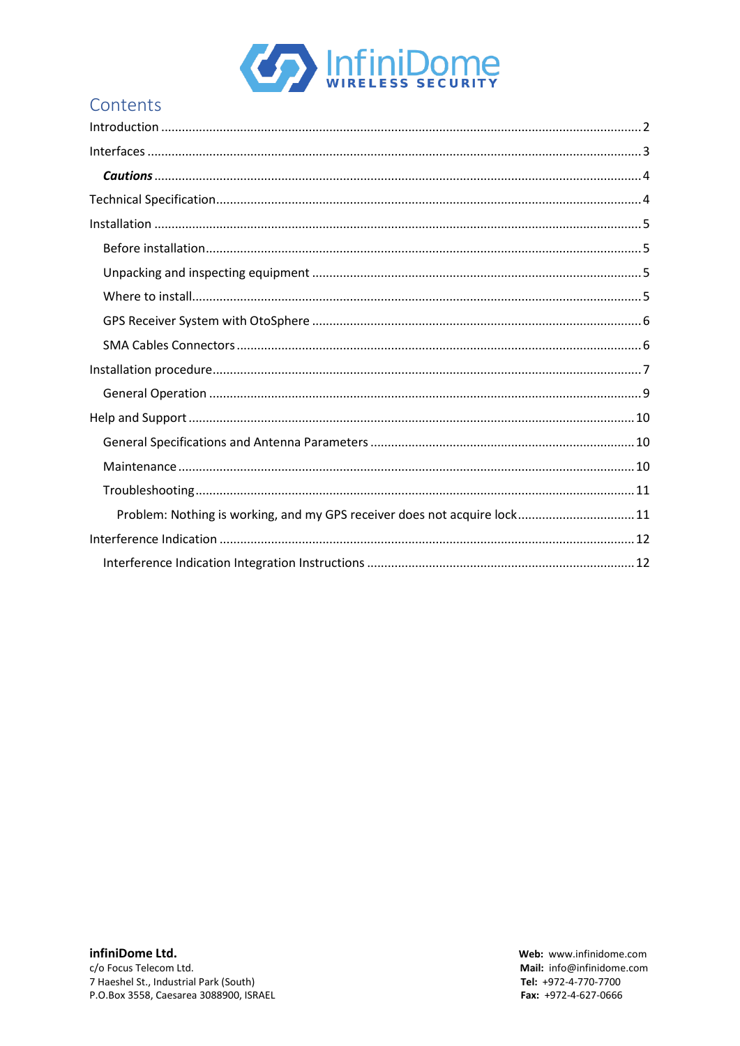# Contents

Introduction ........ 2

Interfaces ........ 3

- ***Cautions*** ........ 4

Technical Specification ........ 4

Installation ........ 5

- Before installation ........ 5
- Unpacking and inspecting equipment ........ 5
- Where to install ........ 5
- GPS Receiver System with OtoSphere ........ 6
- SMA Cables Connectors ........ 6

Installation procedure ........ 7

- General Operation ........ 9

Help and Support ........ 10

- General Specifications and Antenna Parameters ........ 10
- Maintenance ........ 10
- Troubleshooting ........ 11
  - Problem: Nothing is working, and my GPS receiver does not acquire lock ........ 11

Interference Indication ........ 12

- Interference Indication Integration Instructions ........ 12

**infiniDome Ltd.**
c/o Focus Telecom Ltd.
7 Haeshel St., Industrial Park (South)
P.O.Box 3558, Caesarea 3088900, ISRAEL

**Web:** www.infinidome.com
**Mail:** info@infinidome.com
**Tel:** +972-4-770-7700
**Fax:** +972-4-627-0666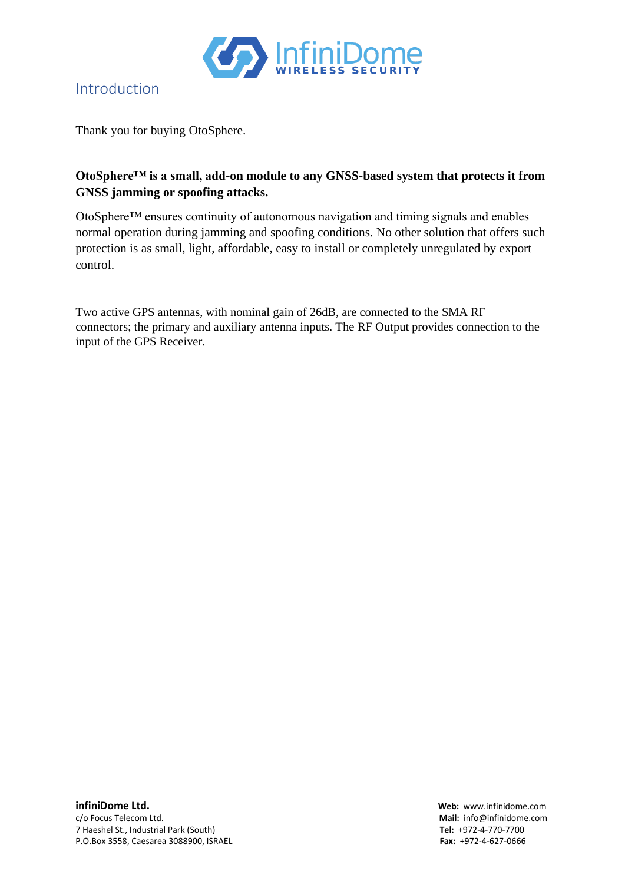# Introduction

Thank you for buying OtoSphere.

**OtoSphere™ is a small, add-on module to any GNSS-based system that protects it from GNSS jamming or spoofing attacks.**

OtoSphere™ ensures continuity of autonomous navigation and timing signals and enables normal operation during jamming and spoofing conditions. No other solution that offers such protection is as small, light, affordable, easy to install or completely unregulated by export control.

Two active GPS antennas, with nominal gain of 26dB, are connected to the SMA RF connectors; the primary and auxiliary antenna inputs. The RF Output provides connection to the input of the GPS Receiver.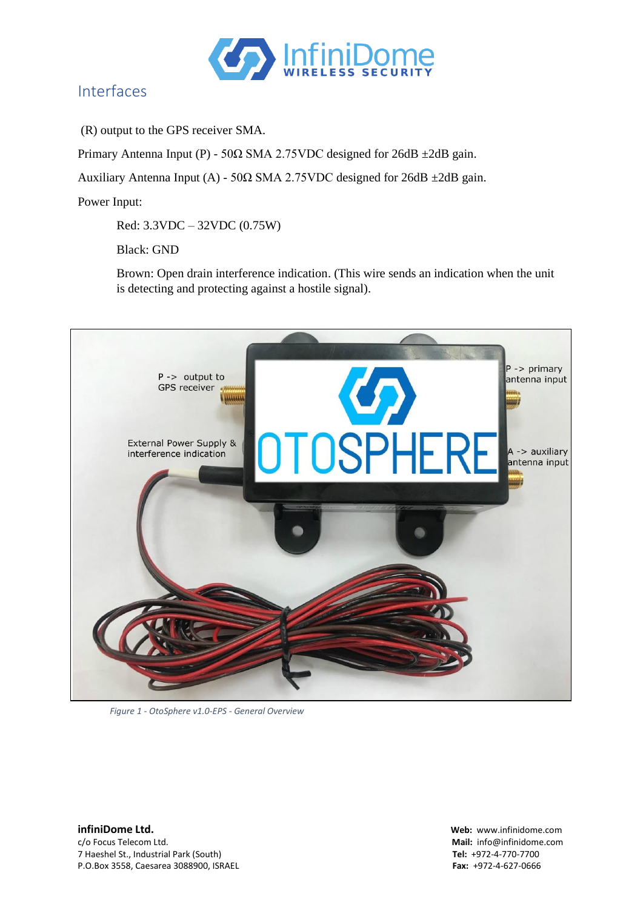## Interfaces

(R) output to the GPS receiver SMA.

Primary Antenna Input (P) - 50Ω SMA 2.75VDC designed for 26dB ±2dB gain.

Auxiliary Antenna Input (A) - 50Ω SMA 2.75VDC designed for 26dB ±2dB gain.

Power Input:

> Red: 3.3VDC – 32VDC (0.75W)
>
> Black: GND
>
> Brown: Open drain interference indication. (This wire sends an indication when the unit is detecting and protecting against a hostile signal).

*Figure 1 - OtoSphere v1.0-EPS - General Overview*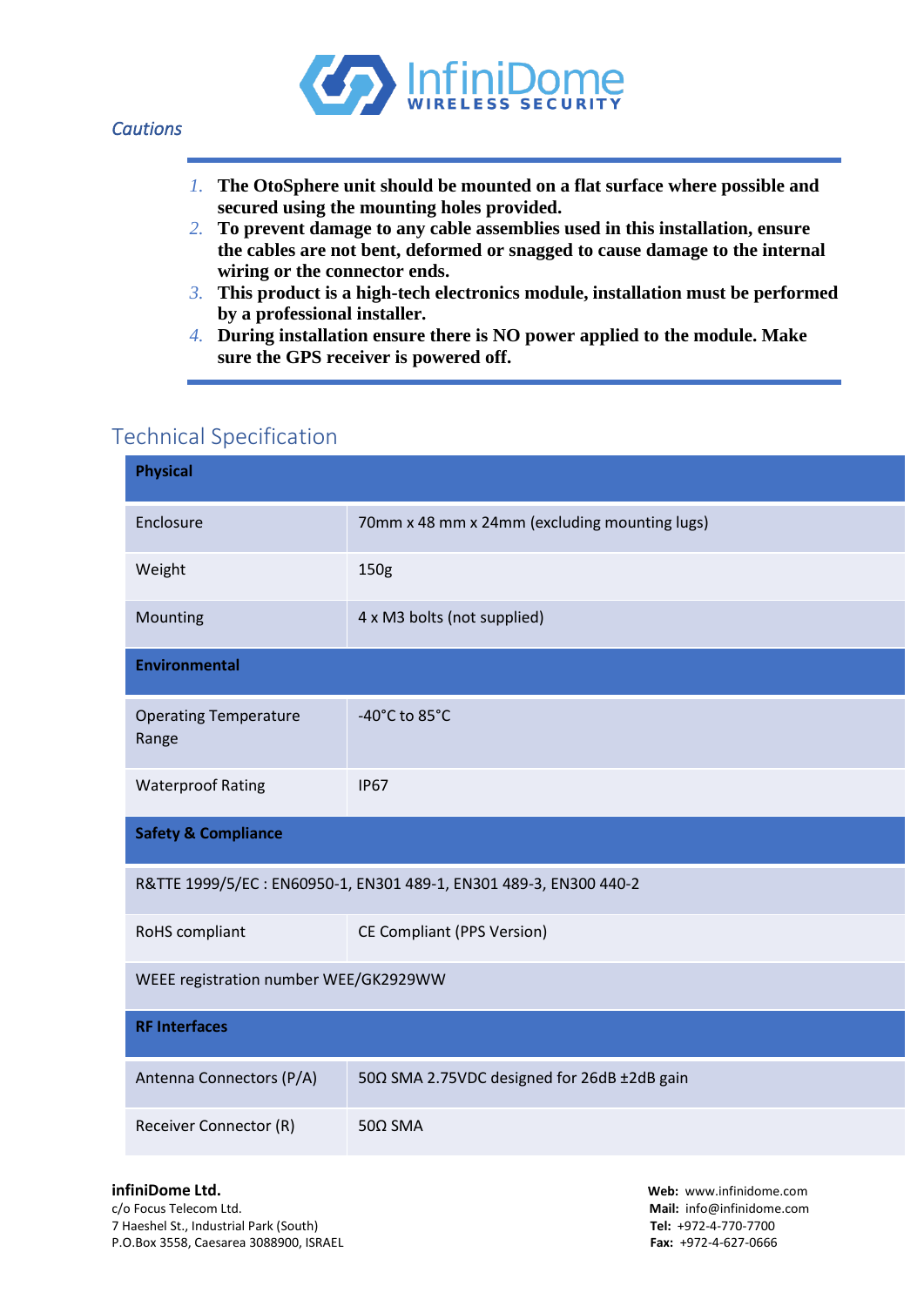## *Cautions*

1. **The OtoSphere unit should be mounted on a flat surface where possible and secured using the mounting holes provided.**
2. **To prevent damage to any cable assemblies used in this installation, ensure the cables are not bent, deformed or snagged to cause damage to the internal wiring or the connector ends.**
3. **This product is a high-tech electronics module, installation must be performed by a professional installer.**
4. **During installation ensure there is NO power applied to the module. Make sure the GPS receiver is powered off.**

## Technical Specification

| **Physical** | |
|---|---|
| Enclosure | 70mm x 48 mm x 24mm (excluding mounting lugs) |
| Weight | 150g |
| Mounting | 4 x M3 bolts (not supplied) |
| **Environmental** | |
| Operating Temperature Range | -40°C to 85°C |
| Waterproof Rating | IP67 |
| **Safety & Compliance** | |
| R&TTE 1999/5/EC : EN60950-1, EN301 489-1, EN301 489-3, EN300 440-2 | |
| RoHS compliant | CE Compliant (PPS Version) |
| WEEE registration number WEE/GK2929WW | |
| **RF Interfaces** | |
| Antenna Connectors (P/A) | 50Ω SMA 2.75VDC designed for 26dB ±2dB gain |
| Receiver Connector (R) | 50Ω SMA |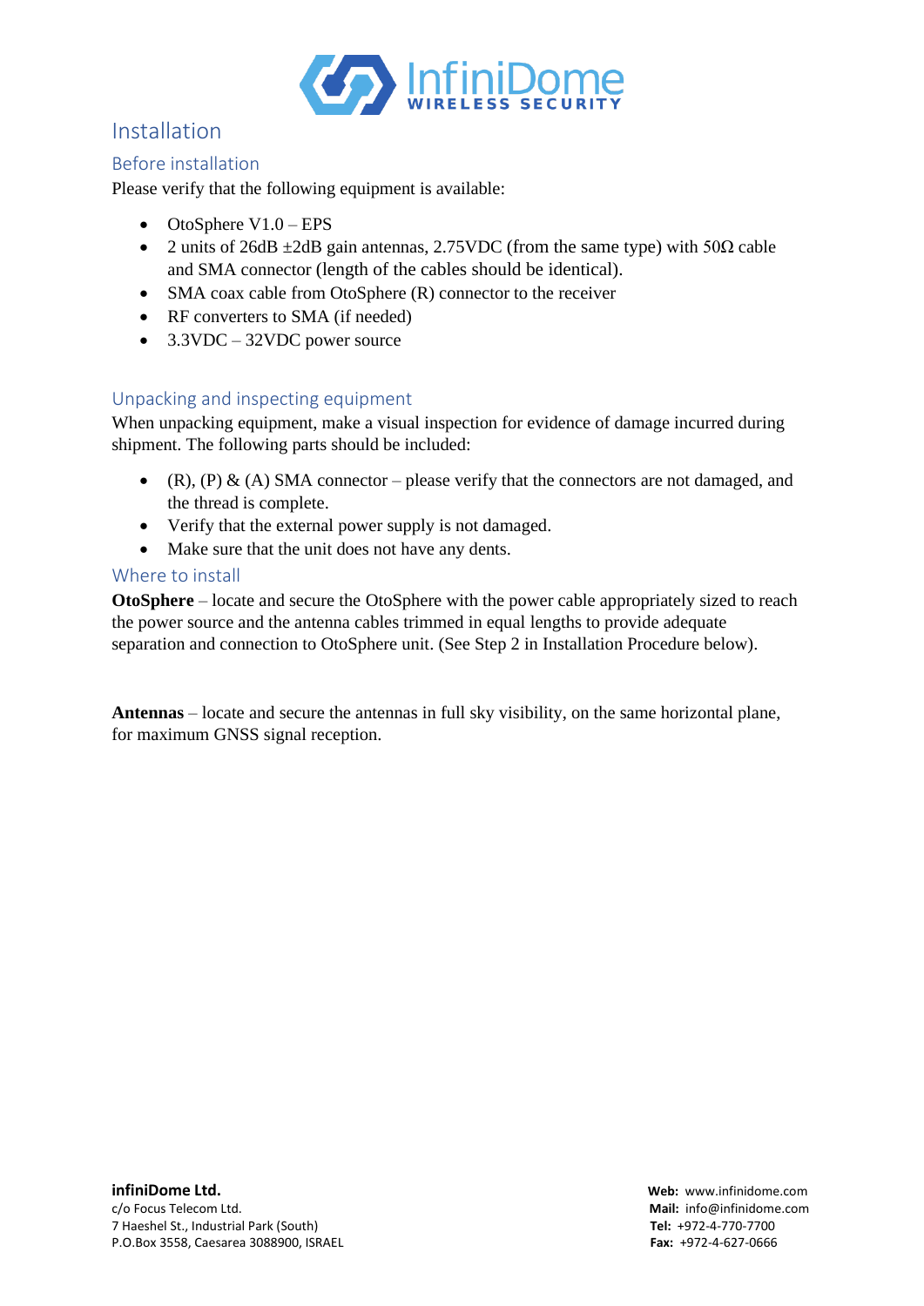# Installation

## Before installation

Please verify that the following equipment is available:

- OtoSphere V1.0 – EPS
- 2 units of 26dB ±2dB gain antennas, 2.75VDC (from the same type) with 50Ω cable and SMA connector (length of the cables should be identical).
- SMA coax cable from OtoSphere (R) connector to the receiver
- RF converters to SMA (if needed)
- 3.3VDC – 32VDC power source

## Unpacking and inspecting equipment

When unpacking equipment, make a visual inspection for evidence of damage incurred during shipment. The following parts should be included:

- (R), (P) & (A) SMA connector – please verify that the connectors are not damaged, and the thread is complete.
- Verify that the external power supply is not damaged.
- Make sure that the unit does not have any dents.

## Where to install

**OtoSphere** – locate and secure the OtoSphere with the power cable appropriately sized to reach the power source and the antenna cables trimmed in equal lengths to provide adequate separation and connection to OtoSphere unit. (See Step 2 in Installation Procedure below).

**Antennas** – locate and secure the antennas in full sky visibility, on the same horizontal plane, for maximum GNSS signal reception.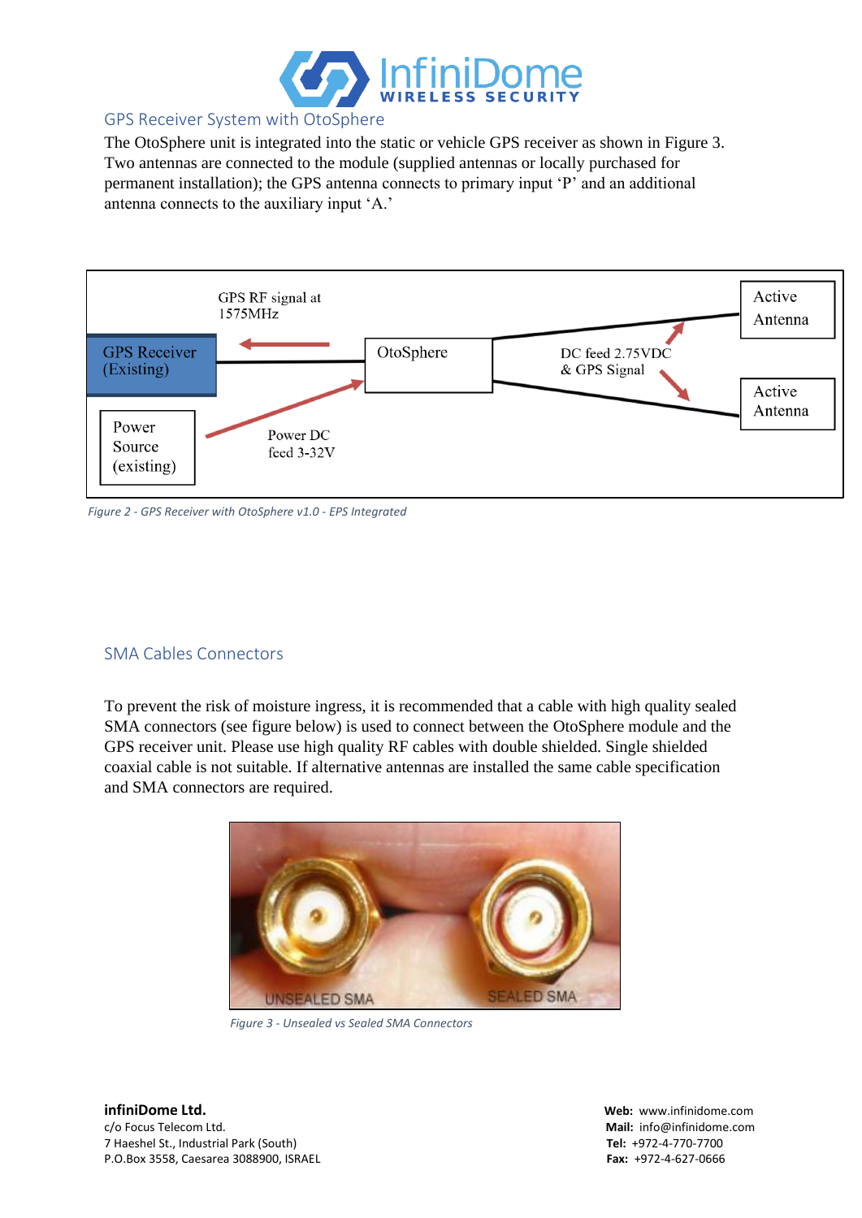## GPS Receiver System with OtoSphere

The OtoSphere unit is integrated into the static or vehicle GPS receiver as shown in Figure 3. Two antennas are connected to the module (supplied antennas or locally purchased for permanent installation); the GPS antenna connects to primary input 'P' and an additional antenna connects to the auxiliary input 'A.'

GPS RF signal at 1575MHz

GPS Receiver (Existing)

OtoSphere

DC feed 2.75VDC & GPS Signal

Active Antenna

Active Antenna

Power Source (existing)

Power DC feed 3-32V

*Figure 2 - GPS Receiver with OtoSphere v1.0 - EPS Integrated*

## SMA Cables Connectors

To prevent the risk of moisture ingress, it is recommended that a cable with high quality sealed SMA connectors (see figure below) is used to connect between the OtoSphere module and the GPS receiver unit. Please use high quality RF cables with double shielded. Single shielded coaxial cable is not suitable. If alternative antennas are installed the same cable specification and SMA connectors are required.

*Figure 3 - Unsealed vs Sealed SMA Connectors*

**infiniDome Ltd.**
c/o Focus Telecom Ltd.
7 Haeshel St., Industrial Park (South)
P.O.Box 3558, Caesarea 3088900, ISRAEL

**Web:** www.infinidome.com
**Mail:** info@infinidome.com
**Tel:** +972-4-770-7700
**Fax:** +972-4-627-0666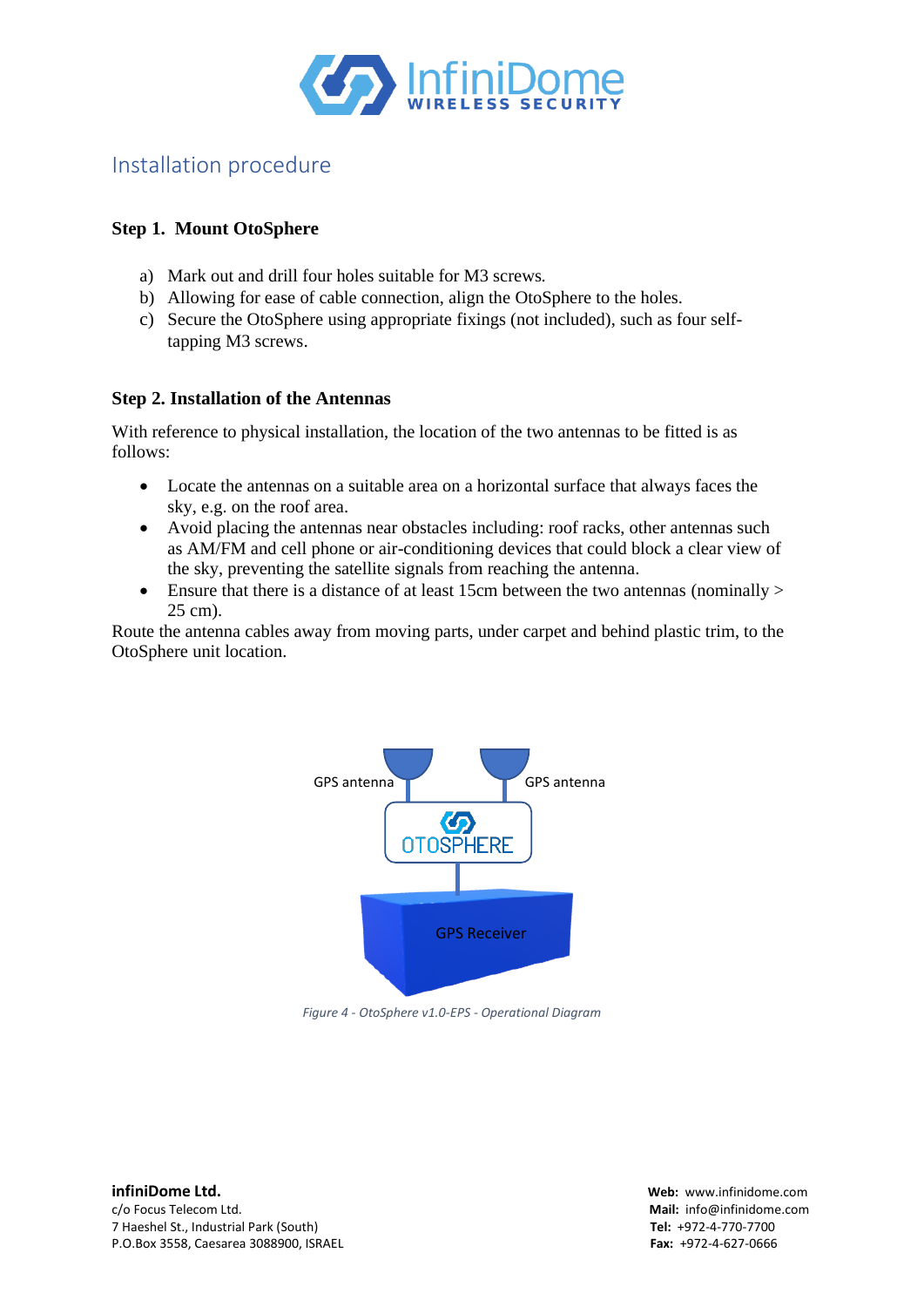## Installation procedure

**Step 1. Mount OtoSphere**

a) Mark out and drill four holes suitable for M3 screws.
b) Allowing for ease of cable connection, align the OtoSphere to the holes.
c) Secure the OtoSphere using appropriate fixings (not included), such as four self-tapping M3 screws.

**Step 2. Installation of the Antennas**

With reference to physical installation, the location of the two antennas to be fitted is as follows:

- Locate the antennas on a suitable area on a horizontal surface that always faces the sky, e.g. on the roof area.
- Avoid placing the antennas near obstacles including: roof racks, other antennas such as AM/FM and cell phone or air-conditioning devices that could block a clear view of the sky, preventing the satellite signals from reaching the antenna.
- Ensure that there is a distance of at least 15cm between the two antennas (nominally > 25 cm).

Route the antenna cables away from moving parts, under carpet and behind plastic trim, to the OtoSphere unit location.

GPS antenna GPS antenna

OTOSPHERE

GPS Receiver

*Figure 4 - OtoSphere v1.0-EPS - Operational Diagram*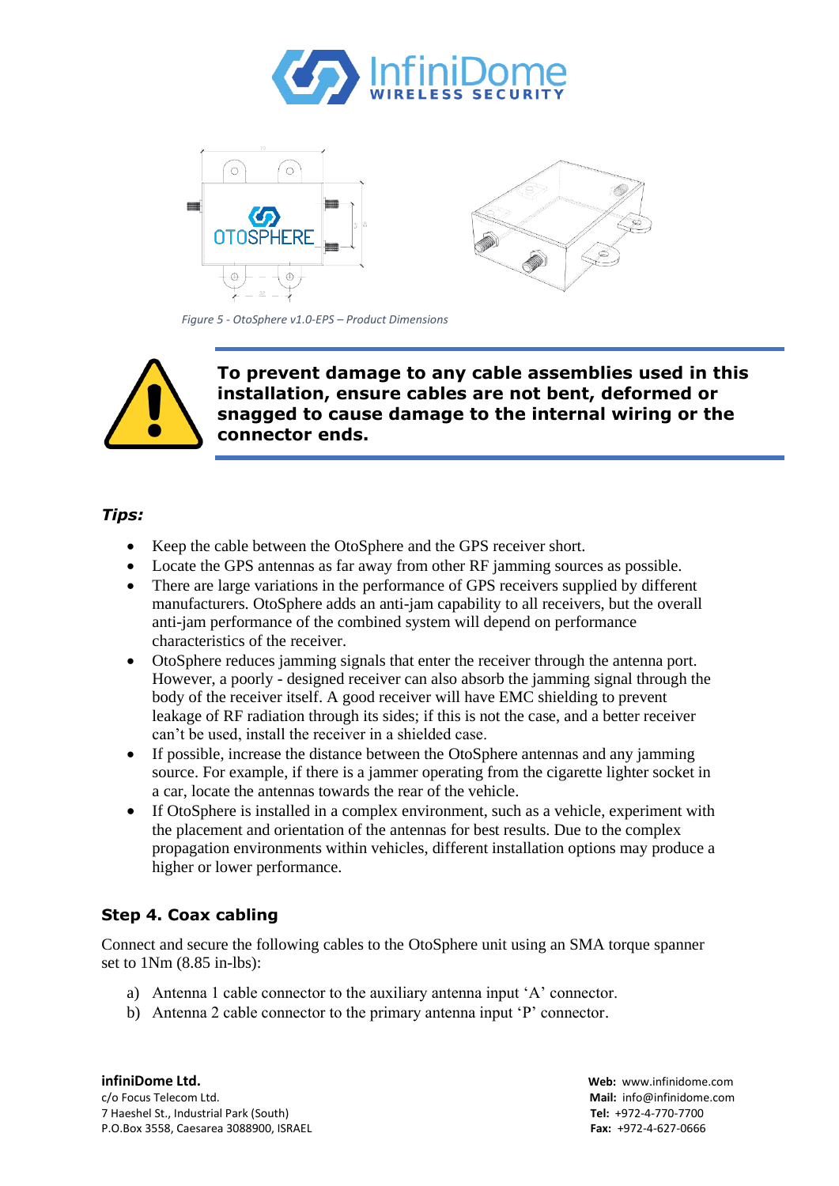Figure 5 - OtoSphere v1.0-EPS – Product Dimensions

**To prevent damage to any cable assemblies used in this installation, ensure cables are not bent, deformed or snagged to cause damage to the internal wiring or the connector ends.**

***Tips:***

- Keep the cable between the OtoSphere and the GPS receiver short.
- Locate the GPS antennas as far away from other RF jamming sources as possible.
- There are large variations in the performance of GPS receivers supplied by different manufacturers. OtoSphere adds an anti-jam capability to all receivers, but the overall anti-jam performance of the combined system will depend on performance characteristics of the receiver.
- OtoSphere reduces jamming signals that enter the receiver through the antenna port. However, a poorly - designed receiver can also absorb the jamming signal through the body of the receiver itself. A good receiver will have EMC shielding to prevent leakage of RF radiation through its sides; if this is not the case, and a better receiver can't be used, install the receiver in a shielded case.
- If possible, increase the distance between the OtoSphere antennas and any jamming source. For example, if there is a jammer operating from the cigarette lighter socket in a car, locate the antennas towards the rear of the vehicle.
- If OtoSphere is installed in a complex environment, such as a vehicle, experiment with the placement and orientation of the antennas for best results. Due to the complex propagation environments within vehicles, different installation options may produce a higher or lower performance.

### Step 4. Coax cabling

Connect and secure the following cables to the OtoSphere unit using an SMA torque spanner set to 1Nm (8.85 in-lbs):

a) Antenna 1 cable connector to the auxiliary antenna input 'A' connector.
b) Antenna 2 cable connector to the primary antenna input 'P' connector.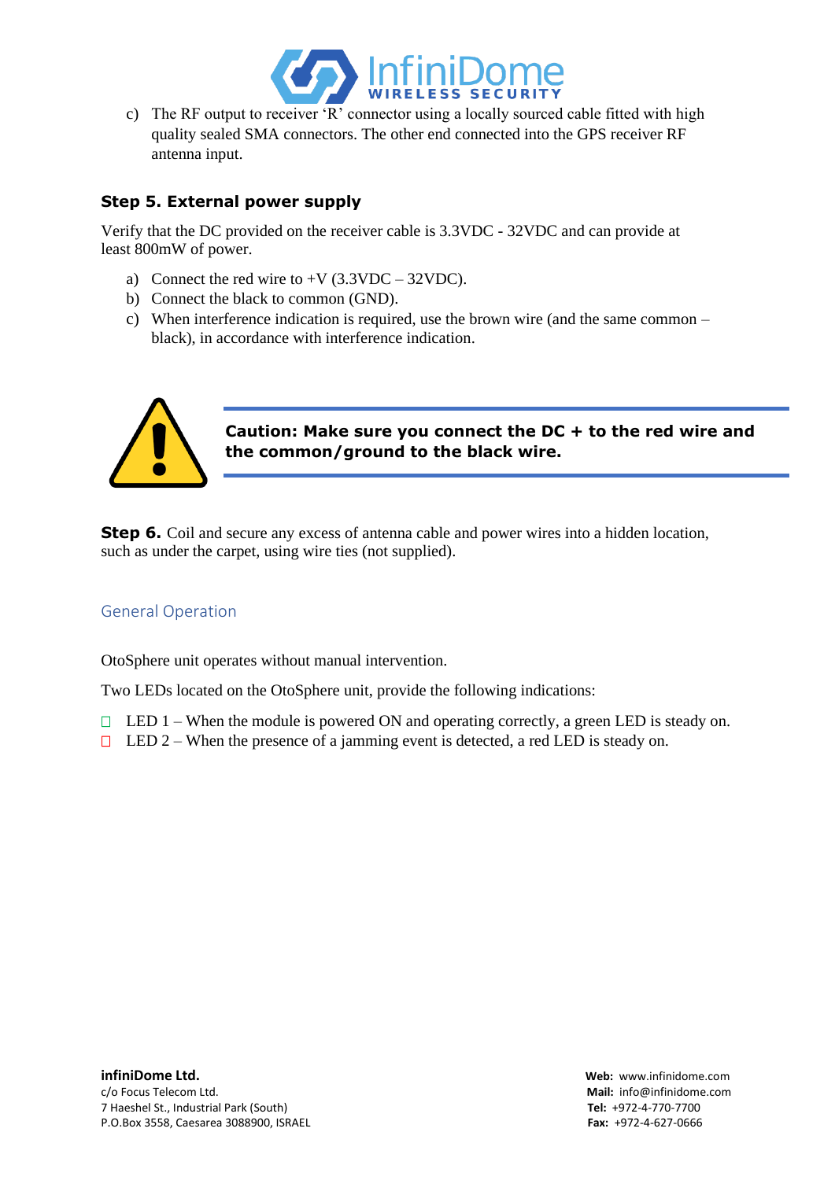c) The RF output to receiver 'R' connector using a locally sourced cable fitted with high quality sealed SMA connectors. The other end connected into the GPS receiver RF antenna input.

### Step 5. External power supply

Verify that the DC provided on the receiver cable is 3.3VDC - 32VDC and can provide at least 800mW of power.

a) Connect the red wire to +V (3.3VDC – 32VDC).
b) Connect the black to common (GND).
c) When interference indication is required, use the brown wire (and the same common – black), in accordance with interference indication.

**Caution: Make sure you connect the DC + to the red wire and the common/ground to the black wire.**

**Step 6.** Coil and secure any excess of antenna cable and power wires into a hidden location, such as under the carpet, using wire ties (not supplied).

## General Operation

OtoSphere unit operates without manual intervention.

Two LEDs located on the OtoSphere unit, provide the following indications:

- LED 1 – When the module is powered ON and operating correctly, a green LED is steady on.
- LED 2 – When the presence of a jamming event is detected, a red LED is steady on.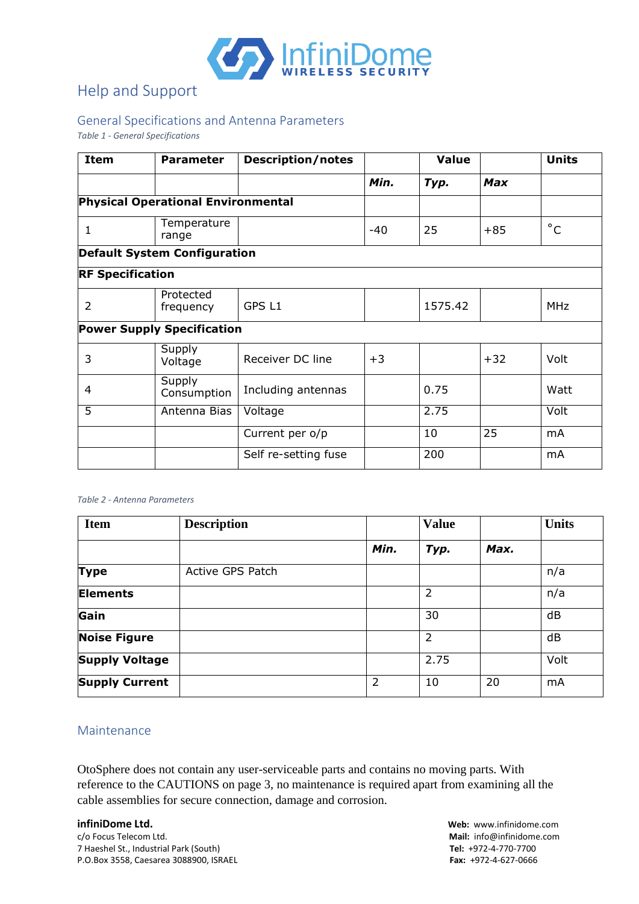# Help and Support

## General Specifications and Antenna Parameters

*Table 1 - General Specifications*

| Item | Parameter | Description/notes | | Value | | Units |
|---|---|---|---|---|---|---|
| | | | ***Min.*** | ***Typ.*** | ***Max*** | |
| **Physical Operational Environmental** | | | | | | |
| 1 | Temperature range | | -40 | 25 | +85 | ˚C |
| **Default System Configuration** | | | | | | |
| **RF Specification** | | | | | | |
| 2 | Protected frequency | GPS L1 | | 1575.42 | | MHz |
| **Power Supply Specification** | | | | | | |
| 3 | Supply Voltage | Receiver DC line | +3 | | +32 | Volt |
| 4 | Supply Consumption | Including antennas | | 0.75 | | Watt |
| 5 | Antenna Bias | Voltage | | 2.75 | | Volt |
| | | Current per o/p | | 10 | 25 | mA |
| | | Self re-setting fuse | | 200 | | mA |

*Table 2 - Antenna Parameters*

| Item | Description | | Value | | Units |
|---|---|---|---|---|---|
| | | ***Min.*** | ***Typ.*** | ***Max.*** | |
| **Type** | Active GPS Patch | | | | n/a |
| **Elements** | | | 2 | | n/a |
| **Gain** | | | 30 | | dB |
| **Noise Figure** | | | 2 | | dB |
| **Supply Voltage** | | | 2.75 | | Volt |
| **Supply Current** | | 2 | 10 | 20 | mA |

## Maintenance

OtoSphere does not contain any user-serviceable parts and contains no moving parts. With reference to the CAUTIONS on page 3, no maintenance is required apart from examining all the cable assemblies for secure connection, damage and corrosion.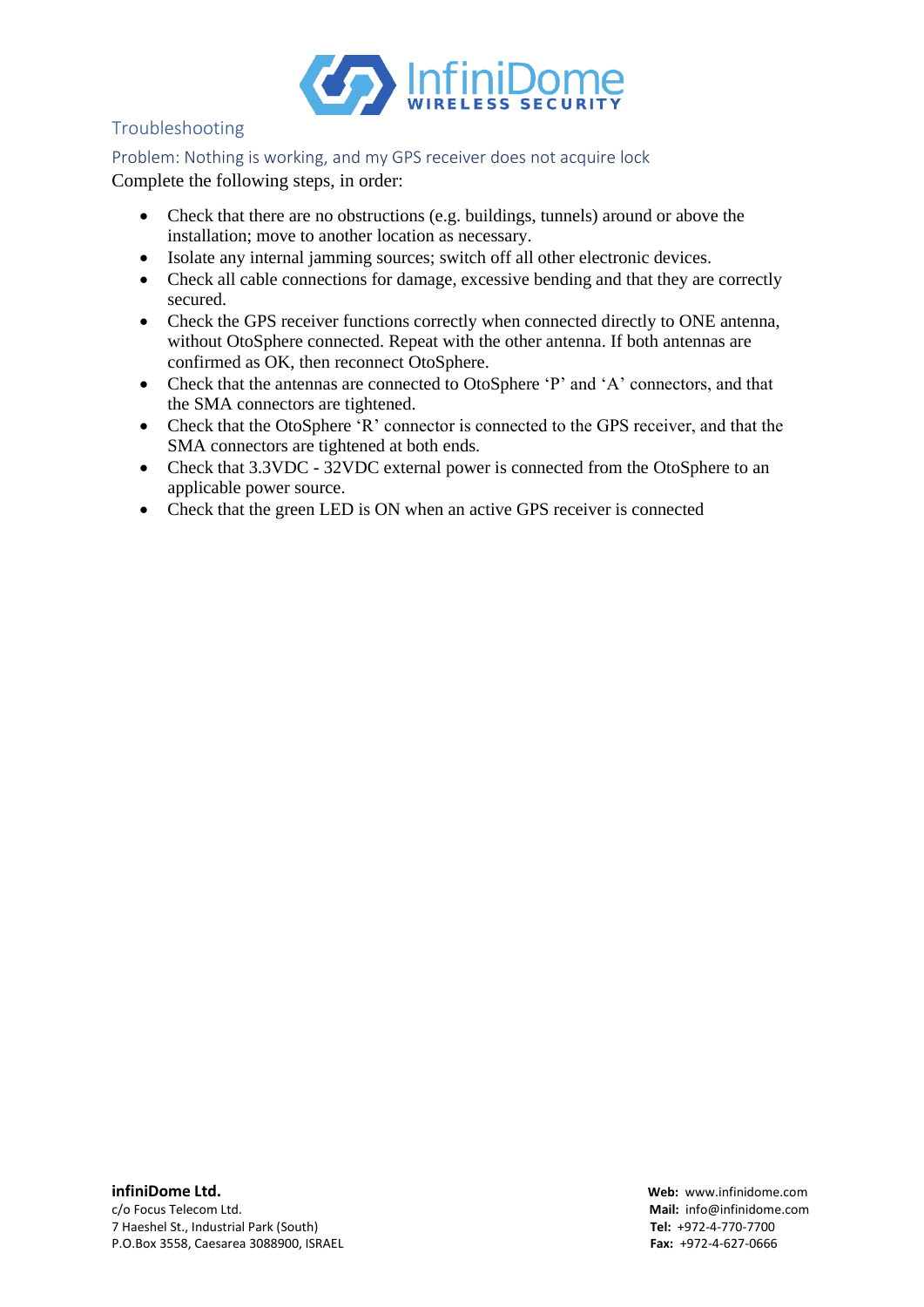## Troubleshooting

### Problem: Nothing is working, and my GPS receiver does not acquire lock

Complete the following steps, in order:

- Check that there are no obstructions (e.g. buildings, tunnels) around or above the installation; move to another location as necessary.
- Isolate any internal jamming sources; switch off all other electronic devices.
- Check all cable connections for damage, excessive bending and that they are correctly secured.
- Check the GPS receiver functions correctly when connected directly to ONE antenna, without OtoSphere connected. Repeat with the other antenna. If both antennas are confirmed as OK, then reconnect OtoSphere.
- Check that the antennas are connected to OtoSphere 'P' and 'A' connectors, and that the SMA connectors are tightened.
- Check that the OtoSphere 'R' connector is connected to the GPS receiver, and that the SMA connectors are tightened at both ends.
- Check that 3.3VDC - 32VDC external power is connected from the OtoSphere to an applicable power source.
- Check that the green LED is ON when an active GPS receiver is connected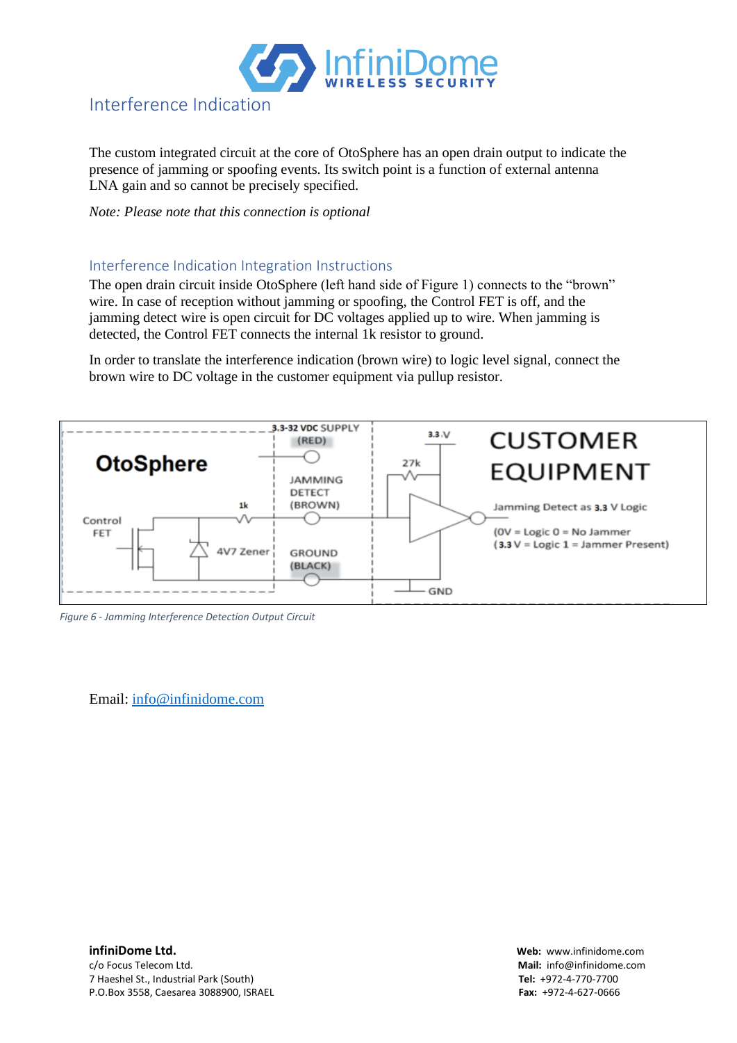## Interference Indication

The custom integrated circuit at the core of OtoSphere has an open drain output to indicate the presence of jamming or spoofing events. Its switch point is a function of external antenna LNA gain and so cannot be precisely specified.

*Note: Please note that this connection is optional*

### Interference Indication Integration Instructions

The open drain circuit inside OtoSphere (left hand side of Figure 1) connects to the "brown" wire. In case of reception without jamming or spoofing, the Control FET is off, and the jamming detect wire is open circuit for DC voltages applied up to wire. When jamming is detected, the Control FET connects the internal 1k resistor to ground.

In order to translate the interference indication (brown wire) to logic level signal, connect the brown wire to DC voltage in the customer equipment via pullup resistor.

OtoSphere

3.3-32 VDC SUPPLY (RED)

JAMMING DETECT (BROWN)

GROUND (BLACK)

Control FET

1k

4V7 Zener

3.3 V

27k

GND

CUSTOMER EQUIPMENT

Jamming Detect as 3.3 V Logic

(0V = Logic 0 = No Jammer

(3.3 V = Logic 1 = Jammer Present)

*Figure 6 - Jamming Interference Detection Output Circuit*

Email: [info@infinidome.com](mailto:info@infinidome.com)